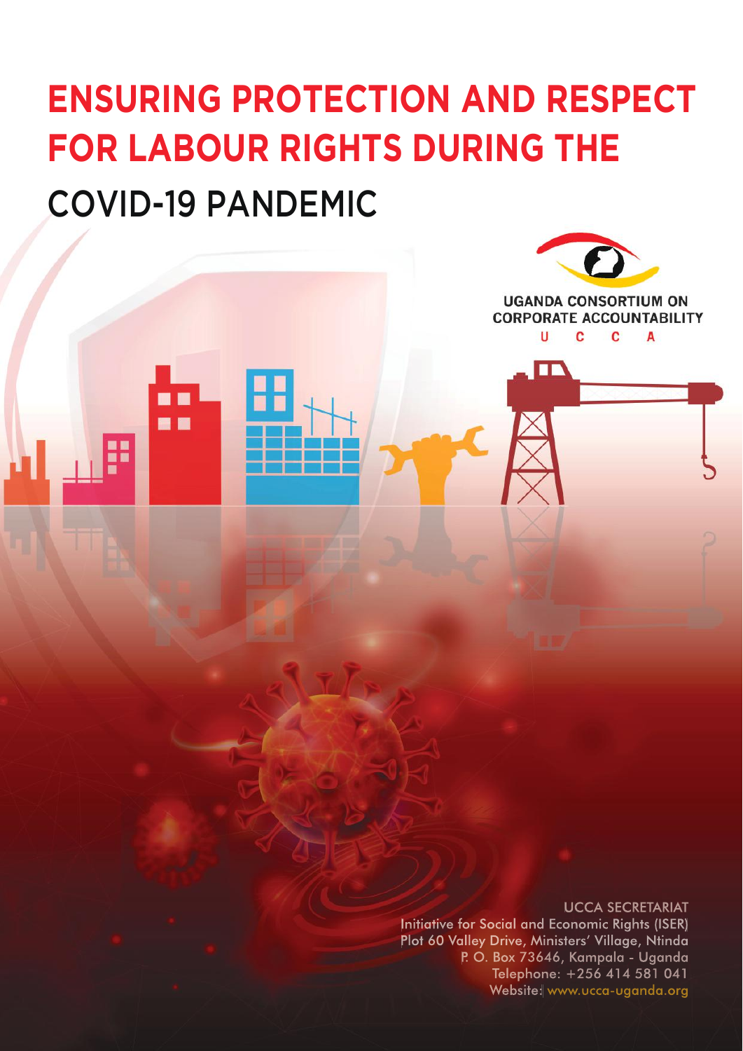# ENSURING PROTECTION AND RESPECT FOR LABOUR RIGHTS DURING THE COVID-19 PANDEMIC

UGANDA CONSORTIUM ON CORPORATE ACCOUNTABILITY

U C C A

UCCA SECRETARIAT
Initiative for Social and Economic Rights (ISER)
Plot 60 Valley Drive, Ministers' Village, Ntinda
P. O. Box 73646, Kampala - Uganda
Telephone: +256 414 581 041
Website: www.ucca-uganda.org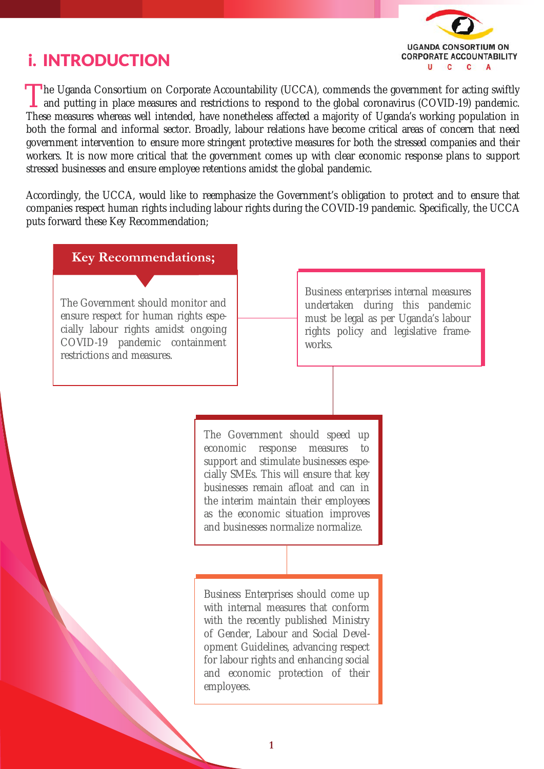# i. INTRODUCTION

The Uganda Consortium on Corporate Accountability (UCCA), commends the government for acting swiftly and putting in place measures and restrictions to respond to the global coronavirus (COVID-19) pandemic. These measures whereas well intended, have nonetheless affected a majority of Uganda's working population in both the formal and informal sector. Broadly, labour relations have become critical areas of concern that need government intervention to ensure more stringent protective measures for both the stressed companies and their workers. It is now more critical that the government comes up with clear economic response plans to support stressed businesses and ensure employee retentions amidst the global pandemic.

Accordingly, the UCCA, would like to reemphasize the Government's obligation to protect and to ensure that companies respect human rights including labour rights during the COVID-19 pandemic. Specifically, the UCCA puts forward these Key Recommendation;

## Key Recommendations;

- The Government should monitor and ensure respect for human rights especially labour rights amidst ongoing COVID-19 pandemic containment restrictions and measures.
- Business enterprises internal measures undertaken during this pandemic must be legal as per Uganda's labour rights policy and legislative frameworks.
- The Government should speed up economic response measures to support and stimulate businesses especially SMEs. This will ensure that key businesses remain afloat and can in the interim maintain their employees as the economic situation improves and businesses normalize normalize.
- Business Enterprises should come up with internal measures that conform with the recently published Ministry of Gender, Labour and Social Development Guidelines, advancing respect for labour rights and enhancing social and economic protection of their employees.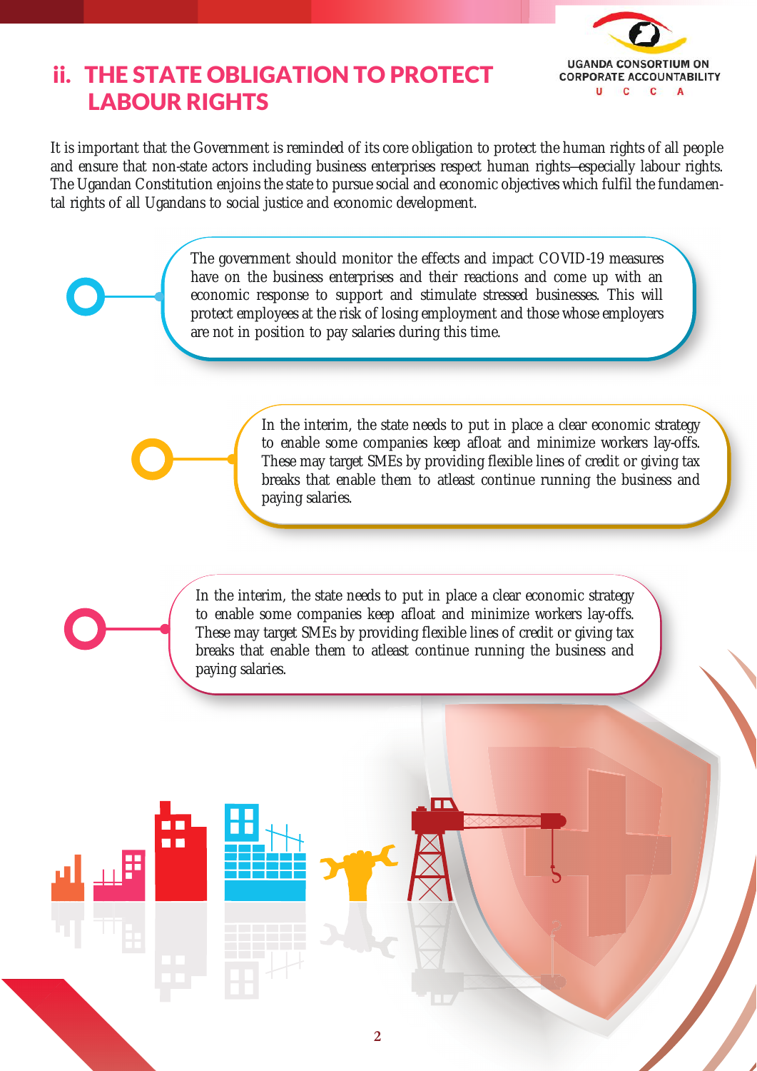## ii. THE STATE OBLIGATION TO PROTECT LABOUR RIGHTS

It is important that the Government is reminded of its core obligation to protect the human rights of all people and ensure that non-state actors including business enterprises respect human rights–especially labour rights. The Ugandan Constitution enjoins the state to pursue social and economic objectives which fulfil the fundamental rights of all Ugandans to social justice and economic development.

- The government should monitor the effects and impact COVID-19 measures have on the business enterprises and their reactions and come up with an economic response to support and stimulate stressed businesses. This will protect employees at the risk of losing employment and those whose employers are not in position to pay salaries during this time.

- In the interim, the state needs to put in place a clear economic strategy to enable some companies keep afloat and minimize workers lay-offs. These may target SMEs by providing flexible lines of credit or giving tax breaks that enable them to atleast continue running the business and paying salaries.

- In the interim, the state needs to put in place a clear economic strategy to enable some companies keep afloat and minimize workers lay-offs. These may target SMEs by providing flexible lines of credit or giving tax breaks that enable them to atleast continue running the business and paying salaries.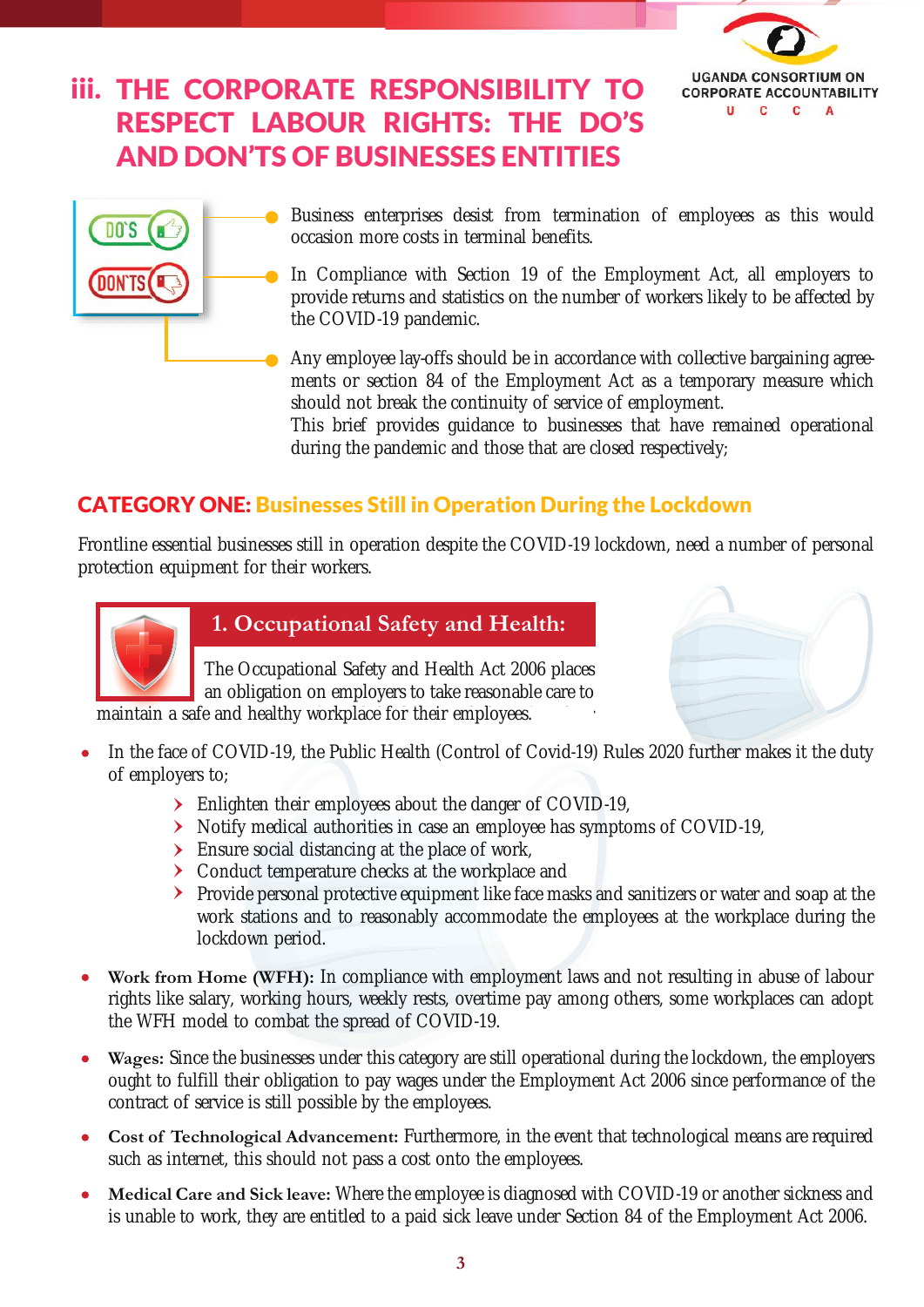## iii. THE CORPORATE RESPONSIBILITY TO RESPECT LABOUR RIGHTS: THE DO'S AND DON'TS OF BUSINESSES ENTITIES

- Business enterprises desist from termination of employees as this would occasion more costs in terminal benefits.
- In Compliance with Section 19 of the Employment Act, all employers to provide returns and statistics on the number of workers likely to be affected by the COVID-19 pandemic.
- Any employee lay-offs should be in accordance with collective bargaining agreements or section 84 of the Employment Act as a temporary measure which should not break the continuity of service of employment.
  This brief provides guidance to businesses that have remained operational during the pandemic and those that are closed respectively;

### CATEGORY ONE: Businesses Still in Operation During the Lockdown

Frontline essential businesses still in operation despite the COVID-19 lockdown, need a number of personal protection equipment for their workers.

#### 1. Occupational Safety and Health:

The Occupational Safety and Health Act 2006 places an obligation on employers to take reasonable care to maintain a safe and healthy workplace for their employees.

- In the face of COVID-19, the Public Health (Control of Covid-19) Rules 2020 further makes it the duty of employers to;
  - Enlighten their employees about the danger of COVID-19,
  - Notify medical authorities in case an employee has symptoms of COVID-19,
  - Ensure social distancing at the place of work,
  - Conduct temperature checks at the workplace and
  - Provide personal protective equipment like face masks and sanitizers or water and soap at the work stations and to reasonably accommodate the employees at the workplace during the lockdown period.
- **Work from Home (WFH):** In compliance with employment laws and not resulting in abuse of labour rights like salary, working hours, weekly rests, overtime pay among others, some workplaces can adopt the WFH model to combat the spread of COVID-19.
- **Wages:** Since the businesses under this category are still operational during the lockdown, the employers ought to fulfill their obligation to pay wages under the Employment Act 2006 since performance of the contract of service is still possible by the employees.
- **Cost of Technological Advancement:** Furthermore, in the event that technological means are required such as internet, this should not pass a cost onto the employees.
- **Medical Care and Sick leave:** Where the employee is diagnosed with COVID-19 or another sickness and is unable to work, they are entitled to a paid sick leave under Section 84 of the Employment Act 2006.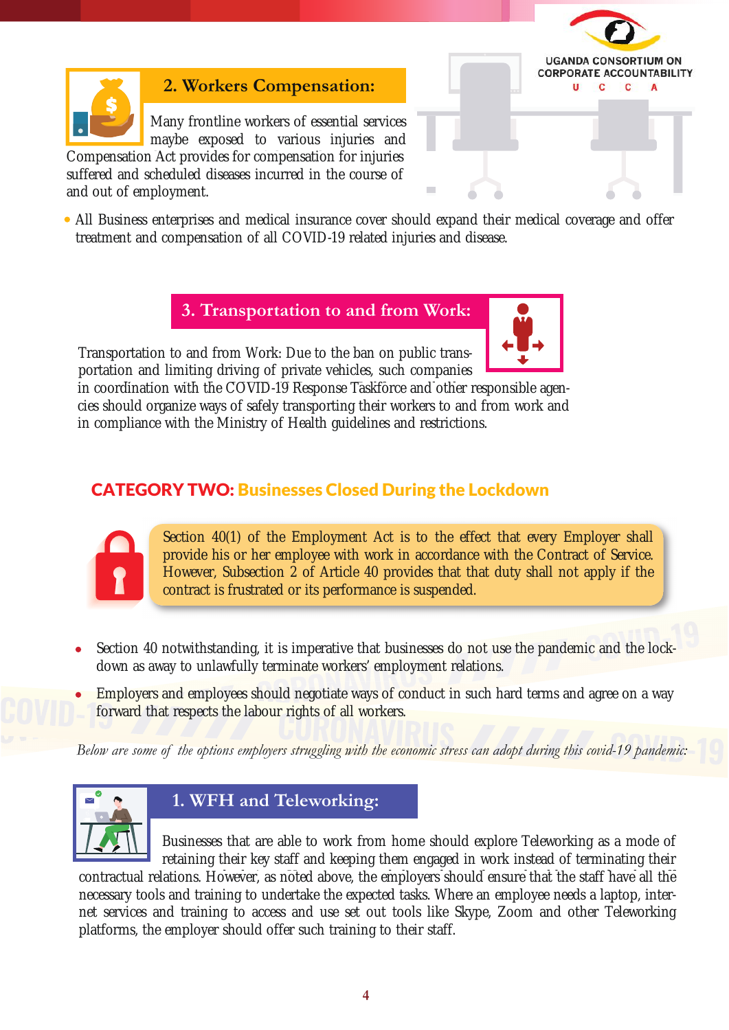## 2. Workers Compensation:

Many frontline workers of essential services maybe exposed to various injuries and Compensation Act provides for compensation for injuries suffered and scheduled diseases incurred in the course of and out of employment.

- All Business enterprises and medical insurance cover should expand their medical coverage and offer treatment and compensation of all COVID-19 related injuries and disease.

## 3. Transportation to and from Work:

Transportation to and from Work: Due to the ban on public transportation and limiting driving of private vehicles, such companies in coordination with the COVID-19 Response Taskforce and other responsible agencies should organize ways of safely transporting their workers to and from work and in compliance with the Ministry of Health guidelines and restrictions.

## CATEGORY TWO: Businesses Closed During the Lockdown

Section 40(1) of the Employment Act is to the effect that every Employer shall provide his or her employee with work in accordance with the Contract of Service. However, Subsection 2 of Article 40 provides that that duty shall not apply if the contract is frustrated or its performance is suspended.

- Section 40 notwithstanding, it is imperative that businesses do not use the pandemic and the lockdown as away to unlawfully terminate workers' employment relations.
- Employers and employees should negotiate ways of conduct in such hard terms and agree on a way forward that respects the labour rights of all workers.

*Below are some of the options employers struggling with the economic stress can adopt during this covid-19 pandemic:*

## 1. WFH and Teleworking:

Businesses that are able to work from home should explore Teleworking as a mode of retaining their key staff and keeping them engaged in work instead of terminating their contractual relations. However, as noted above, the employers should ensure that the staff have all the necessary tools and training to undertake the expected tasks. Where an employee needs a laptop, internet services and training to access and use set out tools like Skype, Zoom and other Teleworking platforms, the employer should offer such training to their staff.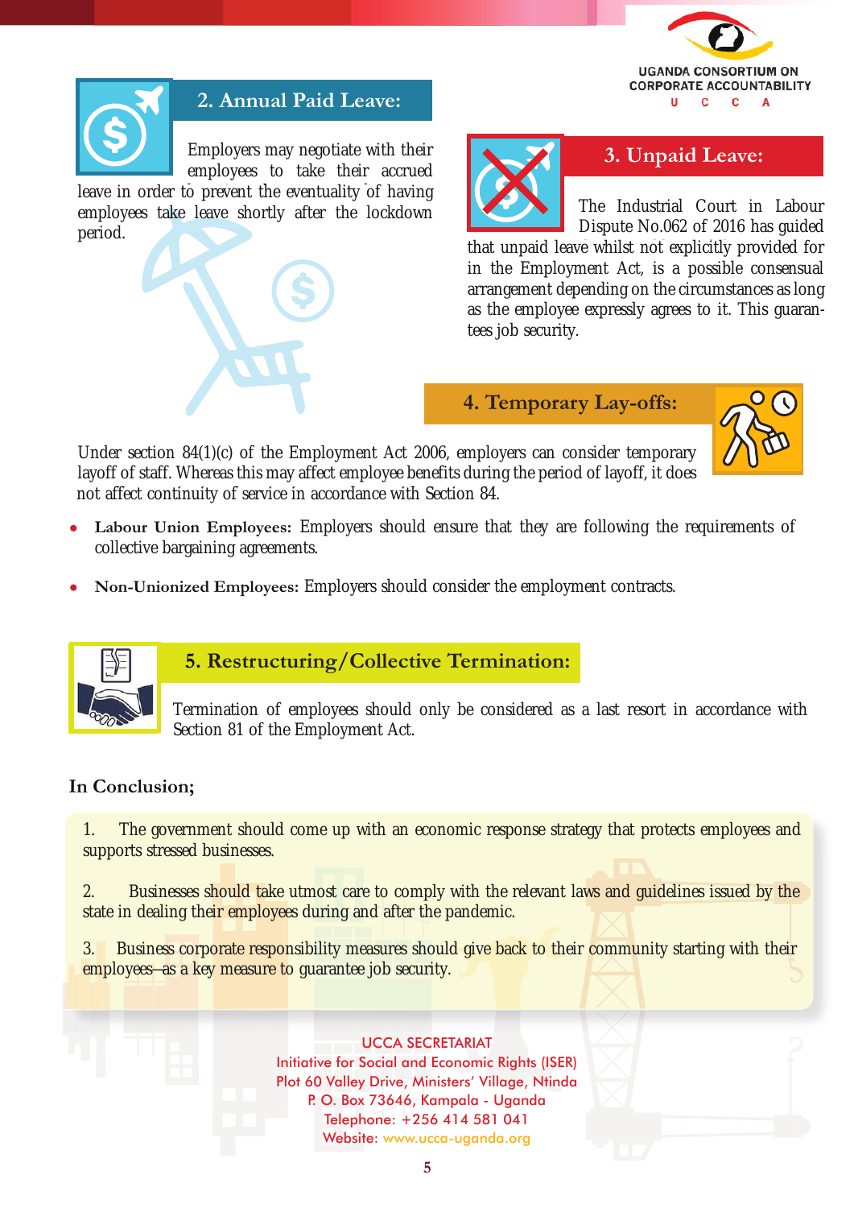UGANDA CONSORTIUM ON CORPORATE ACCOUNTABILITY

U C C A

## 2. Annual Paid Leave:

Employers may negotiate with their employees to take their accrued leave in order to prevent the eventuality of having employees take leave shortly after the lockdown period.

## 3. Unpaid Leave:

The Industrial Court in Labour Dispute No.062 of 2016 has guided that unpaid leave whilst not explicitly provided for in the Employment Act, is a possible consensual arrangement depending on the circumstances as long as the employee expressly agrees to it. This guarantees job security.

## 4. Temporary Lay-offs:

Under section 84(1)(c) of the Employment Act 2006, employers can consider temporary layoff of staff. Whereas this may affect employee benefits during the period of layoff, it does not affect continuity of service in accordance with Section 84.

- **Labour Union Employees:** Employers should ensure that they are following the requirements of collective bargaining agreements.
- **Non-Unionized Employees:** Employers should consider the employment contracts.

## 5. Restructuring/Collective Termination:

Termination of employees should only be considered as a last resort in accordance with Section 81 of the Employment Act.

### In Conclusion;

1. The government should come up with an economic response strategy that protects employees and supports stressed businesses.

2. Businesses should take utmost care to comply with the relevant laws and guidelines issued by the state in dealing their employees during and after the pandemic.

3. Business corporate responsibility measures should give back to their community starting with their employees—as a key measure to guarantee job security.

UCCA SECRETARIAT
Initiative for Social and Economic Rights (ISER)
Plot 60 Valley Drive, Ministers' Village, Ntinda
P. O. Box 73646, Kampala - Uganda
Telephone: +256 414 581 041
Website: www.ucca-uganda.org